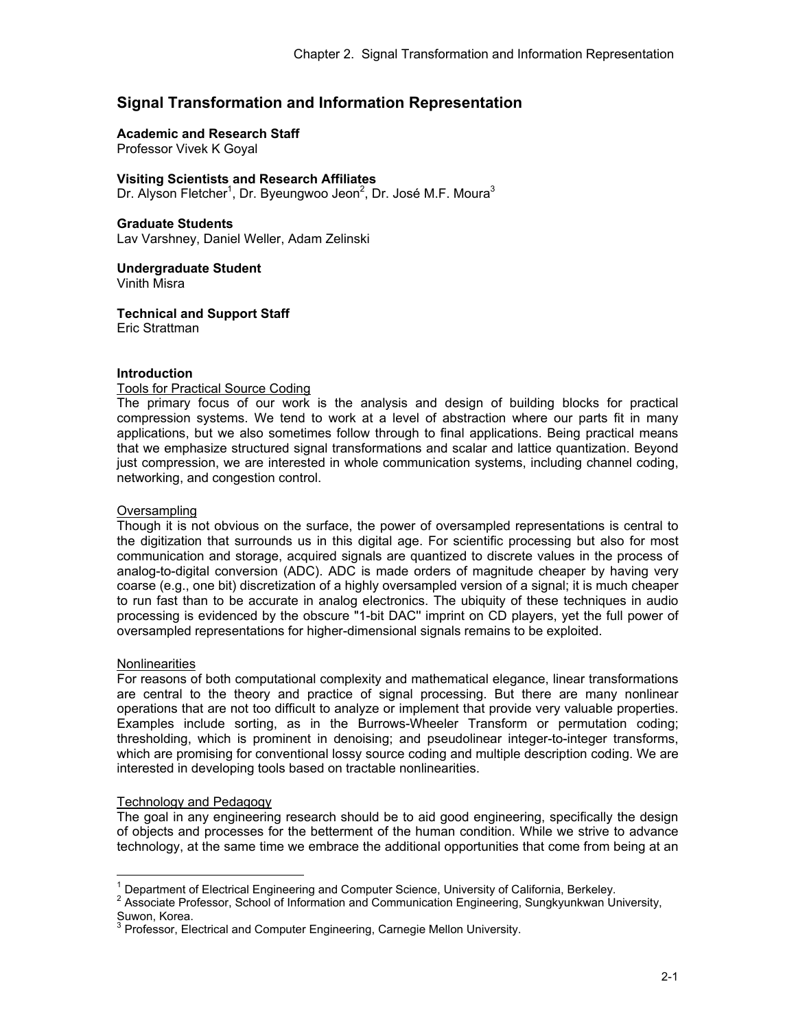# Signal Transformation and Information Representation

**Academic and Research Staff**
Professor Vivek K Goyal

**Visiting Scientists and Research Affiliates**
Dr. Alyson Fletcher[1], Dr. Byeungwoo Jeon[2], Dr. José M.F. Moura[3]

**Graduate Students**
Lav Varshney, Daniel Weller, Adam Zelinski

**Undergraduate Student**
Vinith Misra

**Technical and Support Staff**
Eric Strattman

## Introduction

### Tools for Practical Source Coding

The primary focus of our work is the analysis and design of building blocks for practical compression systems. We tend to work at a level of abstraction where our parts fit in many applications, but we also sometimes follow through to final applications. Being practical means that we emphasize structured signal transformations and scalar and lattice quantization. Beyond just compression, we are interested in whole communication systems, including channel coding, networking, and congestion control.

### Oversampling

Though it is not obvious on the surface, the power of oversampled representations is central to the digitization that surrounds us in this digital age. For scientific processing but also for most communication and storage, acquired signals are quantized to discrete values in the process of analog-to-digital conversion (ADC). ADC is made orders of magnitude cheaper by having very coarse (e.g., one bit) discretization of a highly oversampled version of a signal; it is much cheaper to run fast than to be accurate in analog electronics. The ubiquity of these techniques in audio processing is evidenced by the obscure "1-bit DAC" imprint on CD players, yet the full power of oversampled representations for higher-dimensional signals remains to be exploited.

### Nonlinearities

For reasons of both computational complexity and mathematical elegance, linear transformations are central to the theory and practice of signal processing. But there are many nonlinear operations that are not too difficult to analyze or implement that provide very valuable properties. Examples include sorting, as in the Burrows-Wheeler Transform or permutation coding; thresholding, which is prominent in denoising; and pseudolinear integer-to-integer transforms, which are promising for conventional lossy source coding and multiple description coding. We are interested in developing tools based on tractable nonlinearities.

### Technology and Pedagogy

The goal in any engineering research should be to aid good engineering, specifically the design of objects and processes for the betterment of the human condition. While we strive to advance technology, at the same time we embrace the additional opportunities that come from being at an

---

[1] Department of Electrical Engineering and Computer Science, University of California, Berkeley.

[2] Associate Professor, School of Information and Communication Engineering, Sungkyunkwan University, Suwon, Korea.

[3] Professor, Electrical and Computer Engineering, Carnegie Mellon University.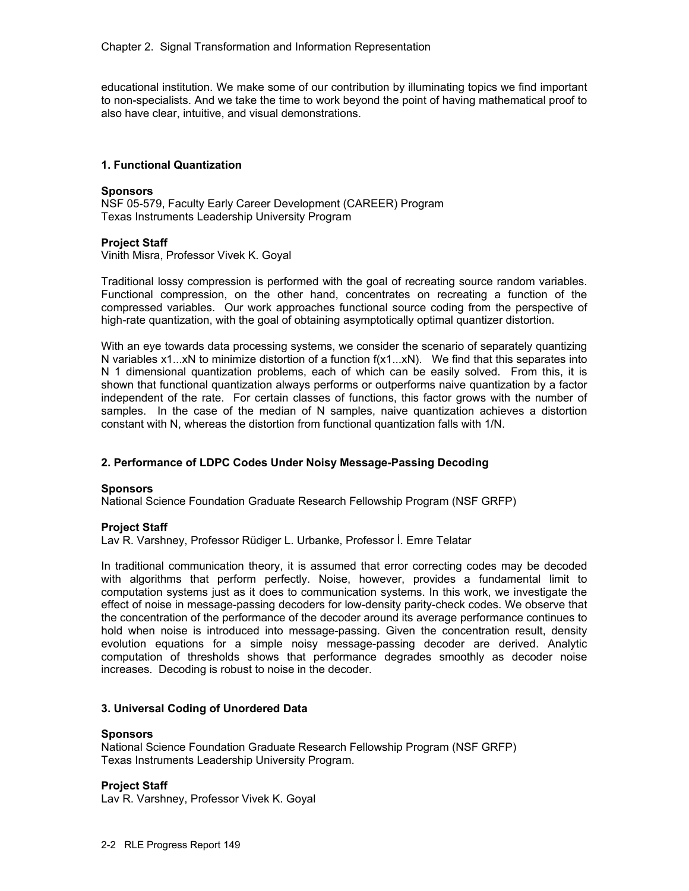educational institution. We make some of our contribution by illuminating topics we find important to non-specialists. And we take the time to work beyond the point of having mathematical proof to also have clear, intuitive, and visual demonstrations.

### 1. Functional Quantization

**Sponsors**
NSF 05-579, Faculty Early Career Development (CAREER) Program
Texas Instruments Leadership University Program

**Project Staff**
Vinith Misra, Professor Vivek K. Goyal

Traditional lossy compression is performed with the goal of recreating source random variables. Functional compression, on the other hand, concentrates on recreating a function of the compressed variables. Our work approaches functional source coding from the perspective of high-rate quantization, with the goal of obtaining asymptotically optimal quantizer distortion.

With an eye towards data processing systems, we consider the scenario of separately quantizing N variables $x_1 \ldots x_N$ to minimize distortion of a function $f(x_1 \ldots x_N)$. We find that this separates into N 1 dimensional quantization problems, each of which can be easily solved. From this, it is shown that functional quantization always performs or outperforms naive quantization by a factor independent of the rate. For certain classes of functions, this factor grows with the number of samples. In the case of the median of N samples, naive quantization achieves a distortion constant with N, whereas the distortion from functional quantization falls with 1/N.

### 2. Performance of LDPC Codes Under Noisy Message-Passing Decoding

**Sponsors**
National Science Foundation Graduate Research Fellowship Program (NSF GRFP)

**Project Staff**
Lav R. Varshney, Professor Rüdiger L. Urbanke, Professor İ. Emre Telatar

In traditional communication theory, it is assumed that error correcting codes may be decoded with algorithms that perform perfectly. Noise, however, provides a fundamental limit to computation systems just as it does to communication systems. In this work, we investigate the effect of noise in message-passing decoders for low-density parity-check codes. We observe that the concentration of the performance of the decoder around its average performance continues to hold when noise is introduced into message-passing. Given the concentration result, density evolution equations for a simple noisy message-passing decoder are derived. Analytic computation of thresholds shows that performance degrades smoothly as decoder noise increases. Decoding is robust to noise in the decoder.

### 3. Universal Coding of Unordered Data

**Sponsors**
National Science Foundation Graduate Research Fellowship Program (NSF GRFP)
Texas Instruments Leadership University Program.

**Project Staff**
Lav R. Varshney, Professor Vivek K. Goyal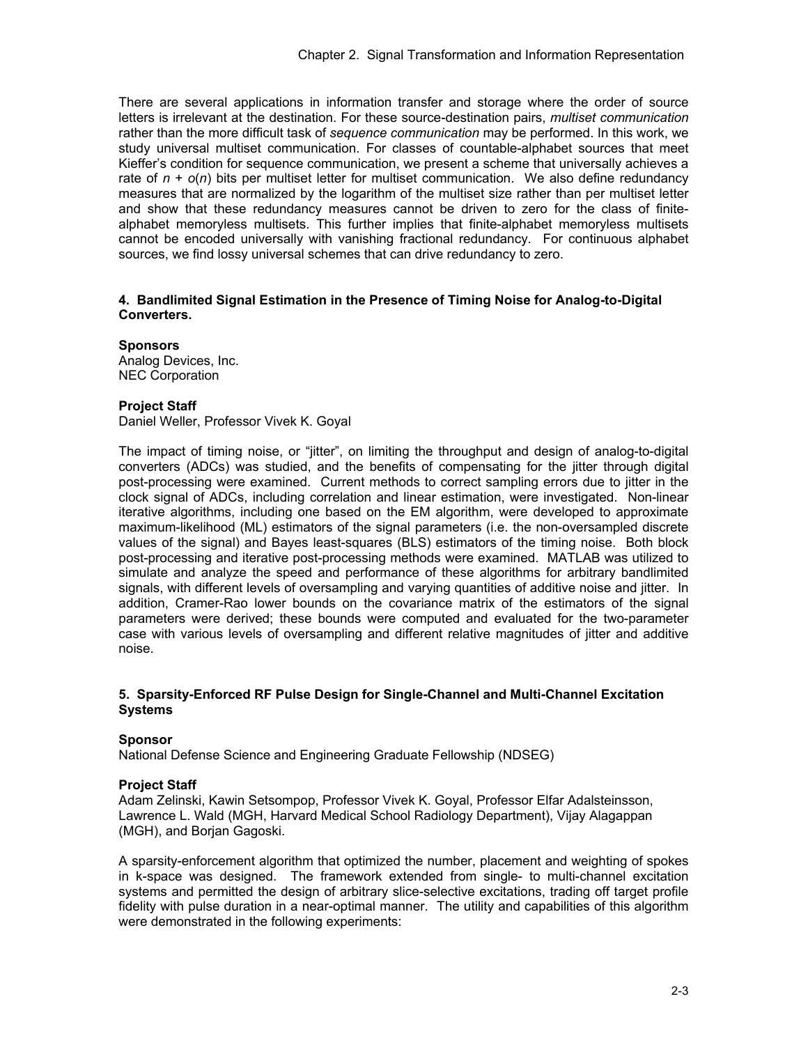There are several applications in information transfer and storage where the order of source letters is irrelevant at the destination. For these source-destination pairs, *multiset communication* rather than the more difficult task of *sequence communication* may be performed. In this work, we study universal multiset communication. For classes of countable-alphabet sources that meet Kieffer's condition for sequence communication, we present a scheme that universally achieves a rate of $n + o(n)$ bits per multiset letter for multiset communication. We also define redundancy measures that are normalized by the logarithm of the multiset size rather than per multiset letter and show that these redundancy measures cannot be driven to zero for the class of finite-alphabet memoryless multisets. This further implies that finite-alphabet memoryless multisets cannot be encoded universally with vanishing fractional redundancy. For continuous alphabet sources, we find lossy universal schemes that can drive redundancy to zero.

### 4. Bandlimited Signal Estimation in the Presence of Timing Noise for Analog-to-Digital Converters.

**Sponsors**
Analog Devices, Inc.
NEC Corporation

**Project Staff**
Daniel Weller, Professor Vivek K. Goyal

The impact of timing noise, or "jitter", on limiting the throughput and design of analog-to-digital converters (ADCs) was studied, and the benefits of compensating for the jitter through digital post-processing were examined. Current methods to correct sampling errors due to jitter in the clock signal of ADCs, including correlation and linear estimation, were investigated. Non-linear iterative algorithms, including one based on the EM algorithm, were developed to approximate maximum-likelihood (ML) estimators of the signal parameters (i.e. the non-oversampled discrete values of the signal) and Bayes least-squares (BLS) estimators of the timing noise. Both block post-processing and iterative post-processing methods were examined. MATLAB was utilized to simulate and analyze the speed and performance of these algorithms for arbitrary bandlimited signals, with different levels of oversampling and varying quantities of additive noise and jitter. In addition, Cramer-Rao lower bounds on the covariance matrix of the estimators of the signal parameters were derived; these bounds were computed and evaluated for the two-parameter case with various levels of oversampling and different relative magnitudes of jitter and additive noise.

### 5. Sparsity-Enforced RF Pulse Design for Single-Channel and Multi-Channel Excitation Systems

**Sponsor**
National Defense Science and Engineering Graduate Fellowship (NDSEG)

**Project Staff**
Adam Zelinski, Kawin Setsompop, Professor Vivek K. Goyal, Professor Elfar Adalsteinsson, Lawrence L. Wald (MGH, Harvard Medical School Radiology Department), Vijay Alagappan (MGH), and Borjan Gagoski.

A sparsity-enforcement algorithm that optimized the number, placement and weighting of spokes in k-space was designed. The framework extended from single- to multi-channel excitation systems and permitted the design of arbitrary slice-selective excitations, trading off target profile fidelity with pulse duration in a near-optimal manner. The utility and capabilities of this algorithm were demonstrated in the following experiments: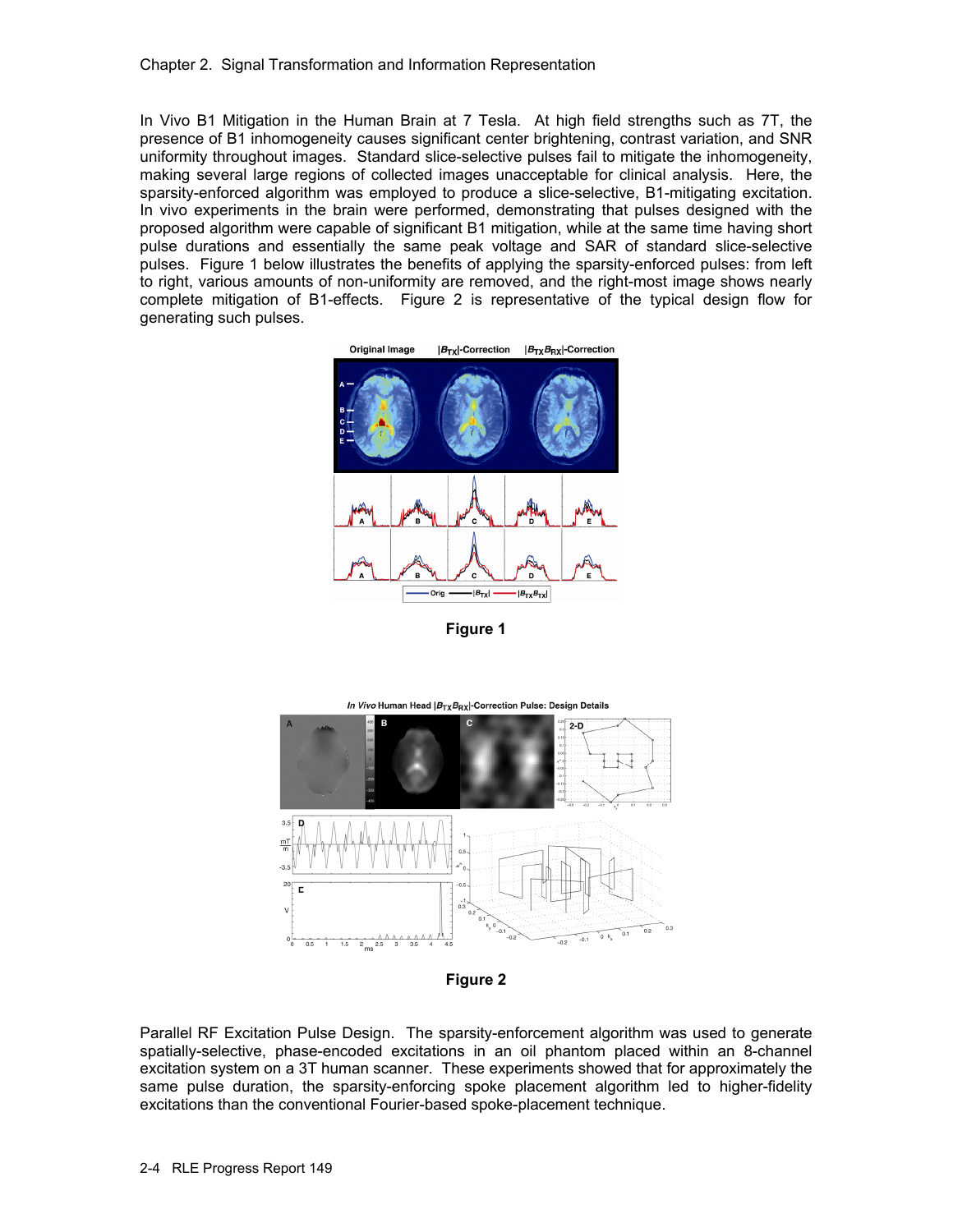In Vivo B1 Mitigation in the Human Brain at 7 Tesla. At high field strengths such as 7T, the presence of B1 inhomogeneity causes significant center brightening, contrast variation, and SNR uniformity throughout images. Standard slice-selective pulses fail to mitigate the inhomogeneity, making several large regions of collected images unacceptable for clinical analysis. Here, the sparsity-enforced algorithm was employed to produce a slice-selective, B1-mitigating excitation. In vivo experiments in the brain were performed, demonstrating that pulses designed with the proposed algorithm were capable of significant B1 mitigation, while at the same time having short pulse durations and essentially the same peak voltage and SAR of standard slice-selective pulses. Figure 1 below illustrates the benefits of applying the sparsity-enforced pulses: from left to right, various amounts of non-uniformity are removed, and the right-most image shows nearly complete mitigation of B1-effects. Figure 2 is representative of the typical design flow for generating such pulses.

**Figure 1**

**Figure 2**

Parallel RF Excitation Pulse Design. The sparsity-enforcement algorithm was used to generate spatially-selective, phase-encoded excitations in an oil phantom placed within an 8-channel excitation system on a 3T human scanner. These experiments showed that for approximately the same pulse duration, the sparsity-enforcing spoke placement algorithm led to higher-fidelity excitations than the conventional Fourier-based spoke-placement technique.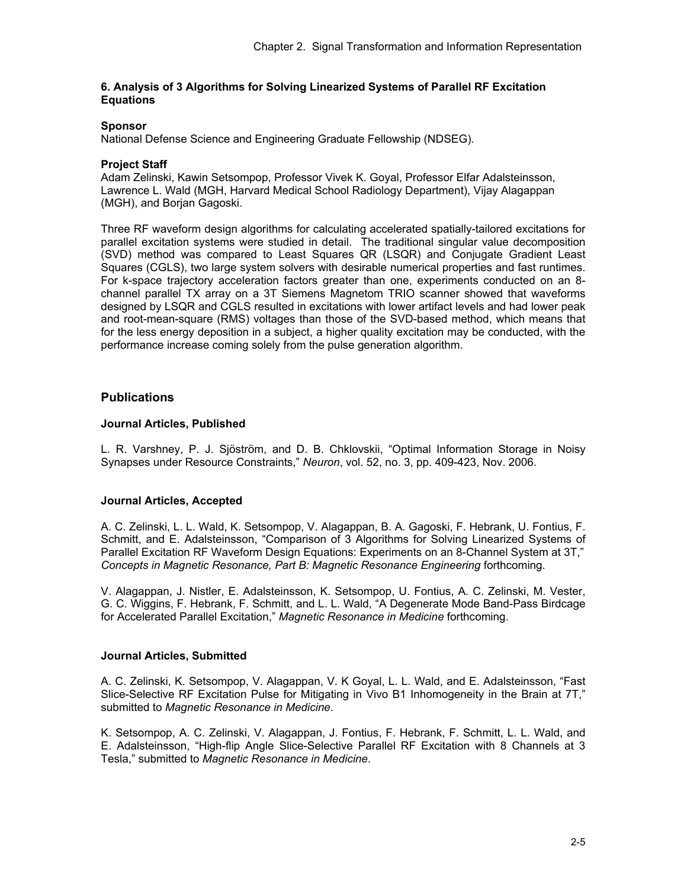### 6. Analysis of 3 Algorithms for Solving Linearized Systems of Parallel RF Excitation Equations

**Sponsor**

National Defense Science and Engineering Graduate Fellowship (NDSEG).

**Project Staff**

Adam Zelinski, Kawin Setsompop, Professor Vivek K. Goyal, Professor Elfar Adalsteinsson, Lawrence L. Wald (MGH, Harvard Medical School Radiology Department), Vijay Alagappan (MGH), and Borjan Gagoski.

Three RF waveform design algorithms for calculating accelerated spatially-tailored excitations for parallel excitation systems were studied in detail. The traditional singular value decomposition (SVD) method was compared to Least Squares QR (LSQR) and Conjugate Gradient Least Squares (CGLS), two large system solvers with desirable numerical properties and fast runtimes. For k-space trajectory acceleration factors greater than one, experiments conducted on an 8-channel parallel TX array on a 3T Siemens Magnetom TRIO scanner showed that waveforms designed by LSQR and CGLS resulted in excitations with lower artifact levels and had lower peak and root-mean-square (RMS) voltages than those of the SVD-based method, which means that for the less energy deposition in a subject, a higher quality excitation may be conducted, with the performance increase coming solely from the pulse generation algorithm.

## Publications

### Journal Articles, Published

L. R. Varshney, P. J. Sjöström, and D. B. Chklovskii, "Optimal Information Storage in Noisy Synapses under Resource Constraints," *Neuron*, vol. 52, no. 3, pp. 409-423, Nov. 2006.

### Journal Articles, Accepted

A. C. Zelinski, L. L. Wald, K. Setsompop, V. Alagappan, B. A. Gagoski, F. Hebrank, U. Fontius, F. Schmitt, and E. Adalsteinsson, "Comparison of 3 Algorithms for Solving Linearized Systems of Parallel Excitation RF Waveform Design Equations: Experiments on an 8-Channel System at 3T," *Concepts in Magnetic Resonance, Part B: Magnetic Resonance Engineering* forthcoming.

V. Alagappan, J. Nistler, E. Adalsteinsson, K. Setsompop, U. Fontius, A. C. Zelinski, M. Vester, G. C. Wiggins, F. Hebrank, F. Schmitt, and L. L. Wald, "A Degenerate Mode Band-Pass Birdcage for Accelerated Parallel Excitation," *Magnetic Resonance in Medicine* forthcoming.

### Journal Articles, Submitted

A. C. Zelinski, K. Setsompop, V. Alagappan, V. K Goyal, L. L. Wald, and E. Adalsteinsson, "Fast Slice-Selective RF Excitation Pulse for Mitigating in Vivo B1 Inhomogeneity in the Brain at 7T," submitted to *Magnetic Resonance in Medicine*.

K. Setsompop, A. C. Zelinski, V. Alagappan, J. Fontius, F. Hebrank, F. Schmitt, L. L. Wald, and E. Adalsteinsson, "High-flip Angle Slice-Selective Parallel RF Excitation with 8 Channels at 3 Tesla," submitted to *Magnetic Resonance in Medicine*.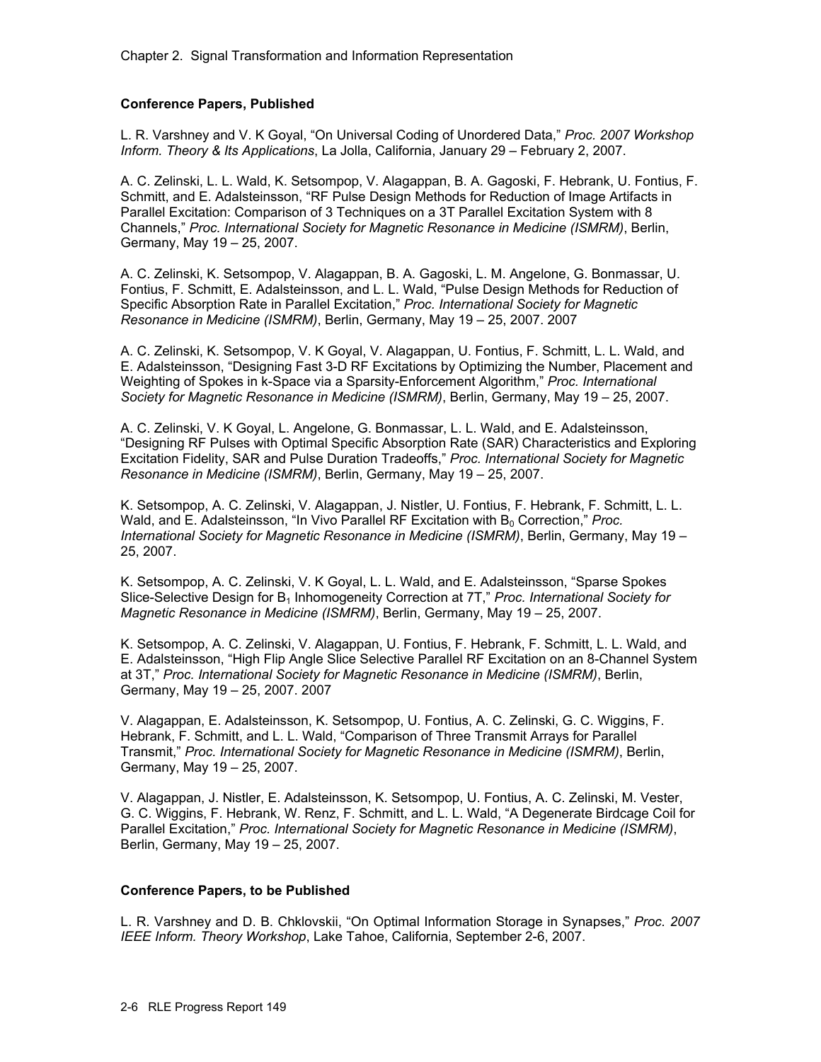### Conference Papers, Published

L. R. Varshney and V. K Goyal, "On Universal Coding of Unordered Data," *Proc. 2007 Workshop Inform. Theory & Its Applications*, La Jolla, California, January 29 – February 2, 2007.

A. C. Zelinski, L. L. Wald, K. Setsompop, V. Alagappan, B. A. Gagoski, F. Hebrank, U. Fontius, F. Schmitt, and E. Adalsteinsson, "RF Pulse Design Methods for Reduction of Image Artifacts in Parallel Excitation: Comparison of 3 Techniques on a 3T Parallel Excitation System with 8 Channels," *Proc. International Society for Magnetic Resonance in Medicine (ISMRM)*, Berlin, Germany, May 19 – 25, 2007.

A. C. Zelinski, K. Setsompop, V. Alagappan, B. A. Gagoski, L. M. Angelone, G. Bonmassar, U. Fontius, F. Schmitt, E. Adalsteinsson, and L. L. Wald, "Pulse Design Methods for Reduction of Specific Absorption Rate in Parallel Excitation," *Proc. International Society for Magnetic Resonance in Medicine (ISMRM)*, Berlin, Germany, May 19 – 25, 2007. 2007

A. C. Zelinski, K. Setsompop, V. K Goyal, V. Alagappan, U. Fontius, F. Schmitt, L. L. Wald, and E. Adalsteinsson, "Designing Fast 3-D RF Excitations by Optimizing the Number, Placement and Weighting of Spokes in k-Space via a Sparsity-Enforcement Algorithm," *Proc. International Society for Magnetic Resonance in Medicine (ISMRM)*, Berlin, Germany, May 19 – 25, 2007.

A. C. Zelinski, V. K Goyal, L. Angelone, G. Bonmassar, L. L. Wald, and E. Adalsteinsson, "Designing RF Pulses with Optimal Specific Absorption Rate (SAR) Characteristics and Exploring Excitation Fidelity, SAR and Pulse Duration Tradeoffs," *Proc. International Society for Magnetic Resonance in Medicine (ISMRM)*, Berlin, Germany, May 19 – 25, 2007.

K. Setsompop, A. C. Zelinski, V. Alagappan, J. Nistler, U. Fontius, F. Hebrank, F. Schmitt, L. L. Wald, and E. Adalsteinsson, "In Vivo Parallel RF Excitation with $B_0$ Correction," *Proc. International Society for Magnetic Resonance in Medicine (ISMRM)*, Berlin, Germany, May 19 – 25, 2007.

K. Setsompop, A. C. Zelinski, V. K Goyal, L. L. Wald, and E. Adalsteinsson, "Sparse Spokes Slice-Selective Design for $B_1$ Inhomogeneity Correction at 7T," *Proc. International Society for Magnetic Resonance in Medicine (ISMRM)*, Berlin, Germany, May 19 – 25, 2007.

K. Setsompop, A. C. Zelinski, V. Alagappan, U. Fontius, F. Hebrank, F. Schmitt, L. L. Wald, and E. Adalsteinsson, "High Flip Angle Slice Selective Parallel RF Excitation on an 8-Channel System at 3T," *Proc. International Society for Magnetic Resonance in Medicine (ISMRM)*, Berlin, Germany, May 19 – 25, 2007. 2007

V. Alagappan, E. Adalsteinsson, K. Setsompop, U. Fontius, A. C. Zelinski, G. C. Wiggins, F. Hebrank, F. Schmitt, and L. L. Wald, "Comparison of Three Transmit Arrays for Parallel Transmit," *Proc. International Society for Magnetic Resonance in Medicine (ISMRM)*, Berlin, Germany, May 19 – 25, 2007.

V. Alagappan, J. Nistler, E. Adalsteinsson, K. Setsompop, U. Fontius, A. C. Zelinski, M. Vester, G. C. Wiggins, F. Hebrank, W. Renz, F. Schmitt, and L. L. Wald, "A Degenerate Birdcage Coil for Parallel Excitation," *Proc. International Society for Magnetic Resonance in Medicine (ISMRM)*, Berlin, Germany, May 19 – 25, 2007.

### Conference Papers, to be Published

L. R. Varshney and D. B. Chklovskii, "On Optimal Information Storage in Synapses," *Proc. 2007 IEEE Inform. Theory Workshop*, Lake Tahoe, California, September 2-6, 2007.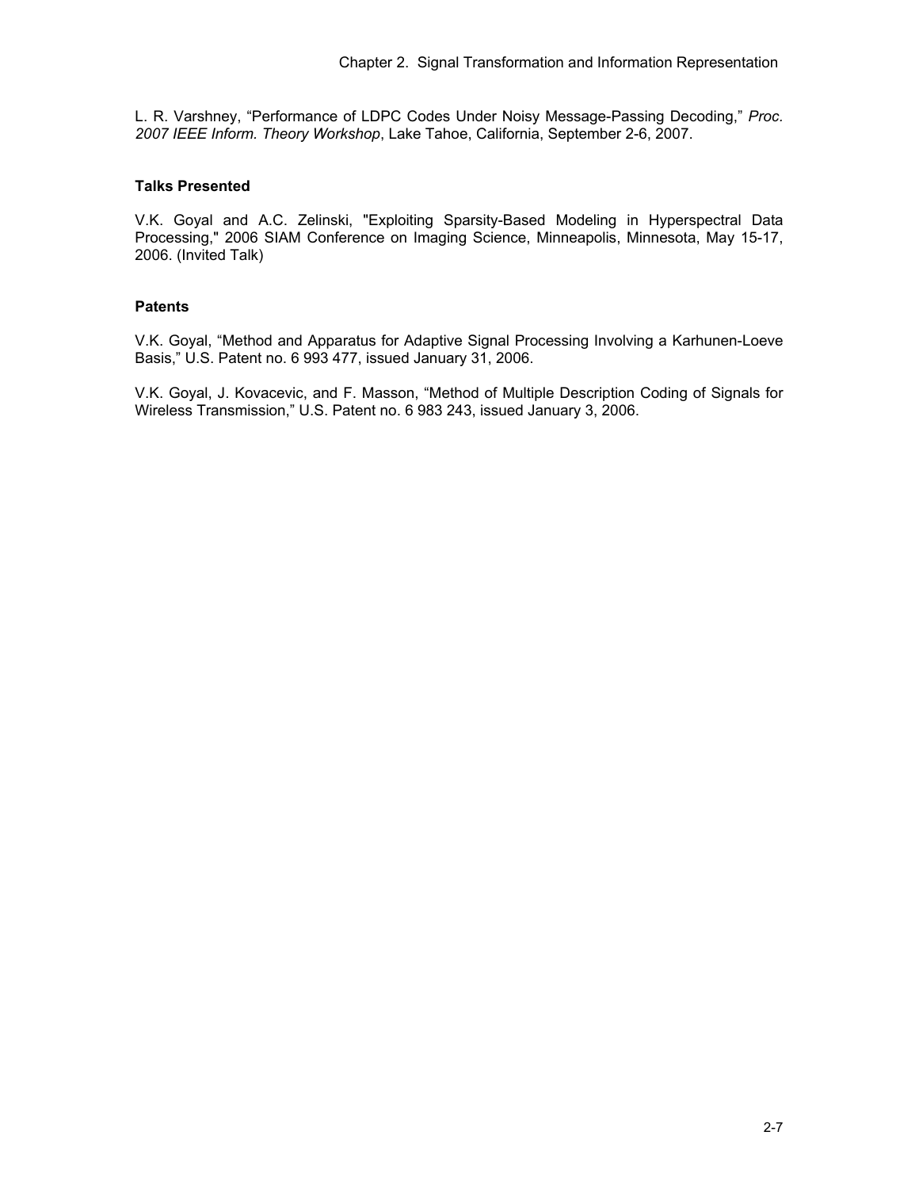L. R. Varshney, “Performance of LDPC Codes Under Noisy Message-Passing Decoding,” *Proc. 2007 IEEE Inform. Theory Workshop*, Lake Tahoe, California, September 2-6, 2007.

**Talks Presented**

V.K. Goyal and A.C. Zelinski, "Exploiting Sparsity-Based Modeling in Hyperspectral Data Processing," 2006 SIAM Conference on Imaging Science, Minneapolis, Minnesota, May 15-17, 2006. (Invited Talk)

**Patents**

V.K. Goyal, “Method and Apparatus for Adaptive Signal Processing Involving a Karhunen-Loeve Basis,” U.S. Patent no. 6 993 477, issued January 31, 2006.

V.K. Goyal, J. Kovacevic, and F. Masson, “Method of Multiple Description Coding of Signals for Wireless Transmission,” U.S. Patent no. 6 983 243, issued January 3, 2006.